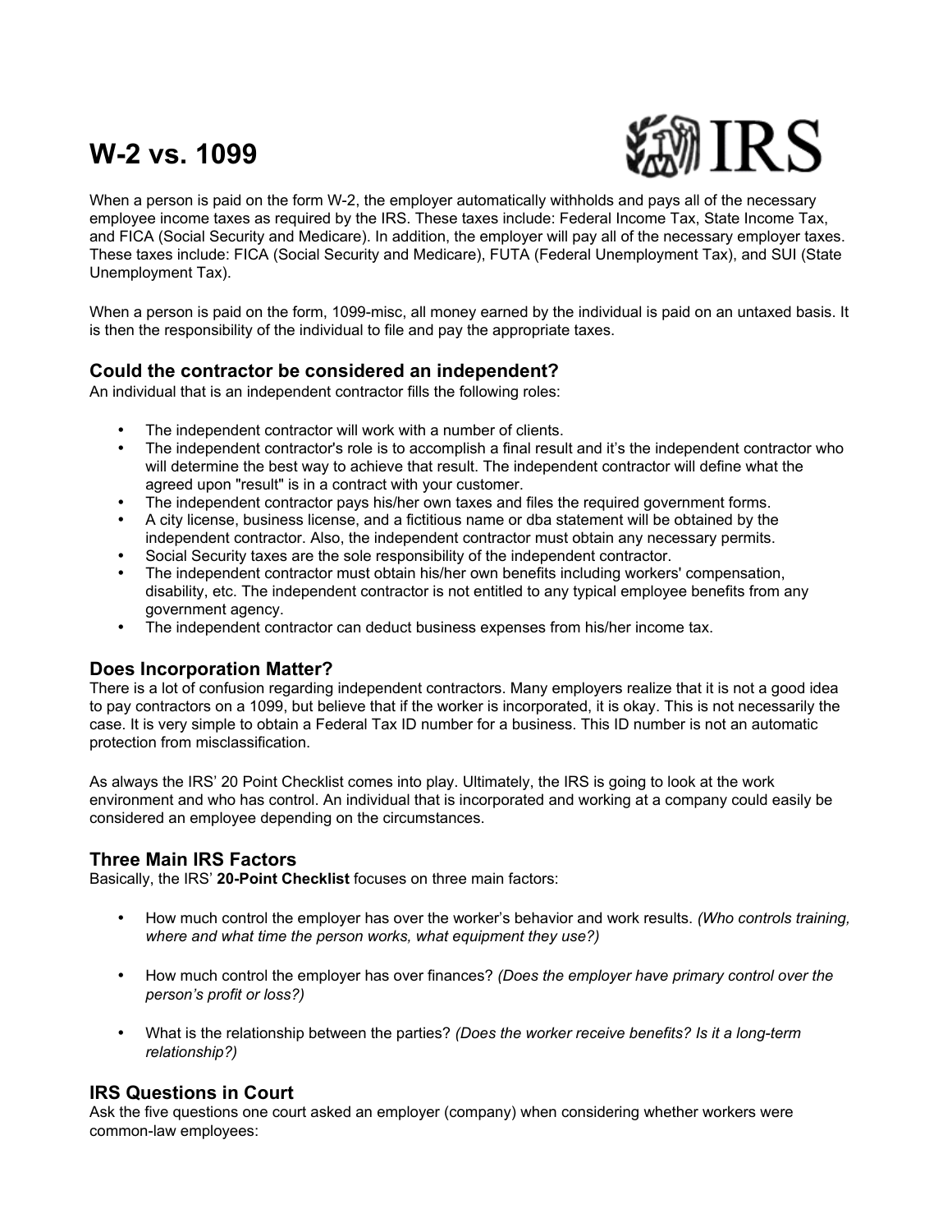# W-2 vs. 1099

When a person is paid on the form W-2, the employer automatically withholds and pays all of the necessary employee income taxes as required by the IRS. These taxes include: Federal Income Tax, State Income Tax, and FICA (Social Security and Medicare). In addition, the employer will pay all of the necessary employer taxes. These taxes include: FICA (Social Security and Medicare), FUTA (Federal Unemployment Tax), and SUI (State Unemployment Tax).

When a person is paid on the form, 1099-misc, all money earned by the individual is paid on an untaxed basis. It is then the responsibility of the individual to file and pay the appropriate taxes.

## Could the contractor be considered an independent?

An individual that is an independent contractor fills the following roles:

- The independent contractor will work with a number of clients.
- The independent contractor's role is to accomplish a final result and it's the independent contractor who will determine the best way to achieve that result. The independent contractor will define what the agreed upon "result" is in a contract with your customer.
- The independent contractor pays his/her own taxes and files the required government forms.
- A city license, business license, and a fictitious name or dba statement will be obtained by the independent contractor. Also, the independent contractor must obtain any necessary permits.
- Social Security taxes are the sole responsibility of the independent contractor.
- The independent contractor must obtain his/her own benefits including workers' compensation, disability, etc. The independent contractor is not entitled to any typical employee benefits from any government agency.
- The independent contractor can deduct business expenses from his/her income tax.

## Does Incorporation Matter?

There is a lot of confusion regarding independent contractors. Many employers realize that it is not a good idea to pay contractors on a 1099, but believe that if the worker is incorporated, it is okay. This is not necessarily the case. It is very simple to obtain a Federal Tax ID number for a business. This ID number is not an automatic protection from misclassification.

As always the IRS' 20 Point Checklist comes into play. Ultimately, the IRS is going to look at the work environment and who has control. An individual that is incorporated and working at a company could easily be considered an employee depending on the circumstances.

## Three Main IRS Factors

Basically, the IRS' **20-Point Checklist** focuses on three main factors:

- How much control the employer has over the worker's behavior and work results. *(Who controls training, where and what time the person works, what equipment they use?)*
- How much control the employer has over finances? *(Does the employer have primary control over the person's profit or loss?)*
- What is the relationship between the parties? *(Does the worker receive benefits? Is it a long-term relationship?)*

## IRS Questions in Court

Ask the five questions one court asked an employer (company) when considering whether workers were common-law employees: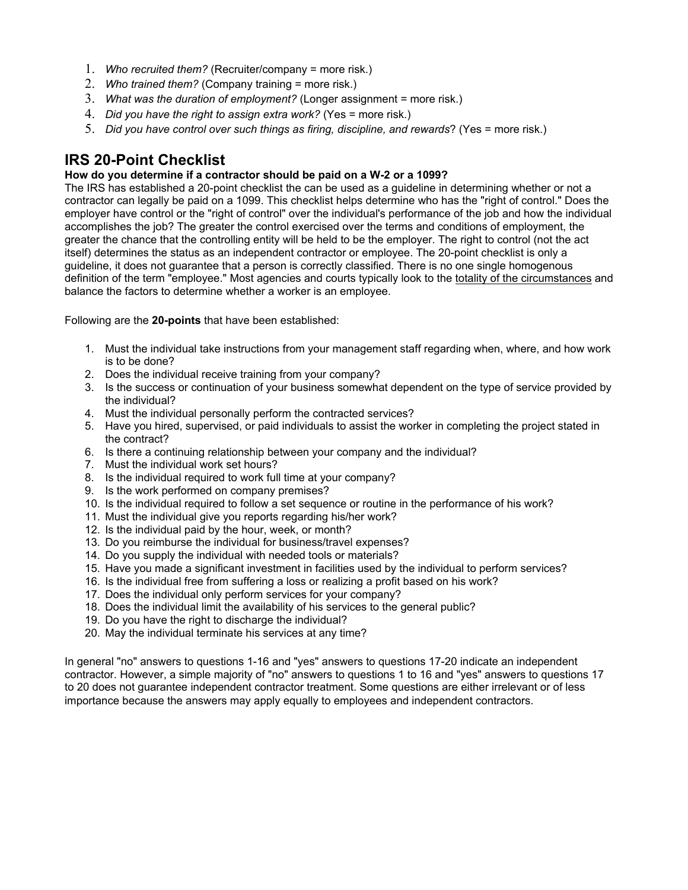1. *Who recruited them?* (Recruiter/company = more risk.)
2. *Who trained them?* (Company training = more risk.)
3. *What was the duration of employment?* (Longer assignment = more risk.)
4. *Did you have the right to assign extra work?* (Yes = more risk.)
5. *Did you have control over such things as firing, discipline, and rewards*? (Yes = more risk.)

## IRS 20-Point Checklist

**How do you determine if a contractor should be paid on a W-2 or a 1099?**

The IRS has established a 20-point checklist the can be used as a guideline in determining whether or not a contractor can legally be paid on a 1099. This checklist helps determine who has the "right of control." Does the employer have control or the "right of control" over the individual's performance of the job and how the individual accomplishes the job? The greater the control exercised over the terms and conditions of employment, the greater the chance that the controlling entity will be held to be the employer. The right to control (not the act itself) determines the status as an independent contractor or employee. The 20-point checklist is only a guideline, it does not guarantee that a person is correctly classified. There is no one single homogenous definition of the term "employee." Most agencies and courts typically look to the totality of the circumstances and balance the factors to determine whether a worker is an employee.

Following are the **20-points** that have been established:

1. Must the individual take instructions from your management staff regarding when, where, and how work is to be done?
2. Does the individual receive training from your company?
3. Is the success or continuation of your business somewhat dependent on the type of service provided by the individual?
4. Must the individual personally perform the contracted services?
5. Have you hired, supervised, or paid individuals to assist the worker in completing the project stated in the contract?
6. Is there a continuing relationship between your company and the individual?
7. Must the individual work set hours?
8. Is the individual required to work full time at your company?
9. Is the work performed on company premises?
10. Is the individual required to follow a set sequence or routine in the performance of his work?
11. Must the individual give you reports regarding his/her work?
12. Is the individual paid by the hour, week, or month?
13. Do you reimburse the individual for business/travel expenses?
14. Do you supply the individual with needed tools or materials?
15. Have you made a significant investment in facilities used by the individual to perform services?
16. Is the individual free from suffering a loss or realizing a profit based on his work?
17. Does the individual only perform services for your company?
18. Does the individual limit the availability of his services to the general public?
19. Do you have the right to discharge the individual?
20. May the individual terminate his services at any time?

In general "no" answers to questions 1-16 and "yes" answers to questions 17-20 indicate an independent contractor. However, a simple majority of "no" answers to questions 1 to 16 and "yes" answers to questions 17 to 20 does not guarantee independent contractor treatment. Some questions are either irrelevant or of less importance because the answers may apply equally to employees and independent contractors.